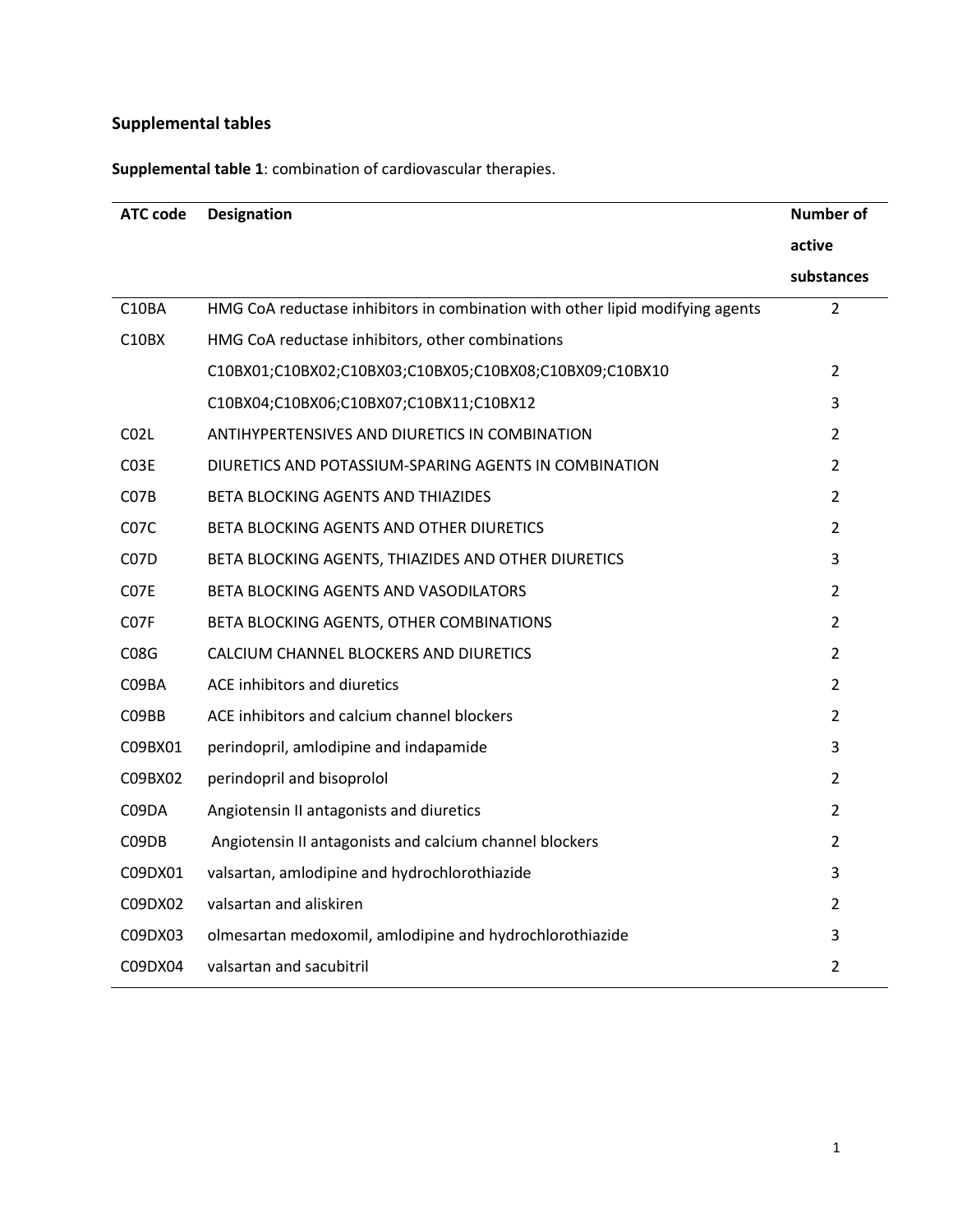## Supplemental tables

**Supplemental table 1**: combination of cardiovascular therapies.

| ATC code | Designation | Number of active substances |
|---|---|---|
| C10BA | HMG CoA reductase inhibitors in combination with other lipid modifying agents | 2 |
| C10BX | HMG CoA reductase inhibitors, other combinations | |
| | C10BX01;C10BX02;C10BX03;C10BX05;C10BX08;C10BX09;C10BX10 | 2 |
| | C10BX04;C10BX06;C10BX07;C10BX11;C10BX12 | 3 |
| C02L | ANTIHYPERTENSIVES AND DIURETICS IN COMBINATION | 2 |
| C03E | DIURETICS AND POTASSIUM-SPARING AGENTS IN COMBINATION | 2 |
| C07B | BETA BLOCKING AGENTS AND THIAZIDES | 2 |
| C07C | BETA BLOCKING AGENTS AND OTHER DIURETICS | 2 |
| C07D | BETA BLOCKING AGENTS, THIAZIDES AND OTHER DIURETICS | 3 |
| C07E | BETA BLOCKING AGENTS AND VASODILATORS | 2 |
| C07F | BETA BLOCKING AGENTS, OTHER COMBINATIONS | 2 |
| C08G | CALCIUM CHANNEL BLOCKERS AND DIURETICS | 2 |
| C09BA | ACE inhibitors and diuretics | 2 |
| C09BB | ACE inhibitors and calcium channel blockers | 2 |
| C09BX01 | perindopril, amlodipine and indapamide | 3 |
| C09BX02 | perindopril and bisoprolol | 2 |
| C09DA | Angiotensin II antagonists and diuretics | 2 |
| C09DB | Angiotensin II antagonists and calcium channel blockers | 2 |
| C09DX01 | valsartan, amlodipine and hydrochlorothiazide | 3 |
| C09DX02 | valsartan and aliskiren | 2 |
| C09DX03 | olmesartan medoxomil, amlodipine and hydrochlorothiazide | 3 |
| C09DX04 | valsartan and sacubitril | 2 |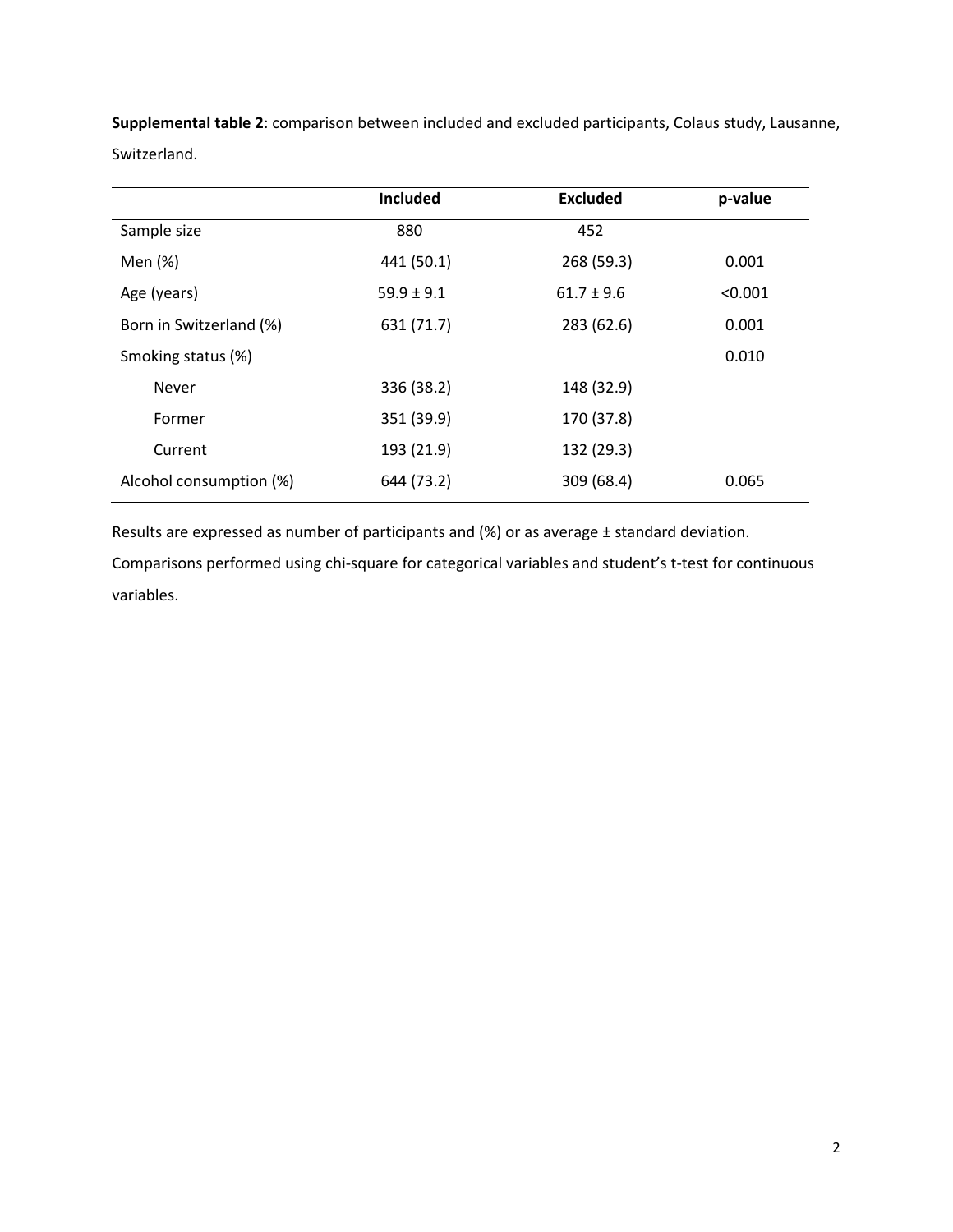**Supplemental table 2**: comparison between included and excluded participants, Colaus study, Lausanne, Switzerland.

| | **Included** | **Excluded** | **p-value** |
|---|---|---|---|
| Sample size | 880 | 452 | |
| Men (%) | 441 (50.1) | 268 (59.3) | 0.001 |
| Age (years) | 59.9 ± 9.1 | 61.7 ± 9.6 | <0.001 |
| Born in Switzerland (%) | 631 (71.7) | 283 (62.6) | 0.001 |
| Smoking status (%) | | | 0.010 |
| Never | 336 (38.2) | 148 (32.9) | |
| Former | 351 (39.9) | 170 (37.8) | |
| Current | 193 (21.9) | 132 (29.3) | |
| Alcohol consumption (%) | 644 (73.2) | 309 (68.4) | 0.065 |

Results are expressed as number of participants and (%) or as average ± standard deviation. Comparisons performed using chi-square for categorical variables and student's t-test for continuous variables.